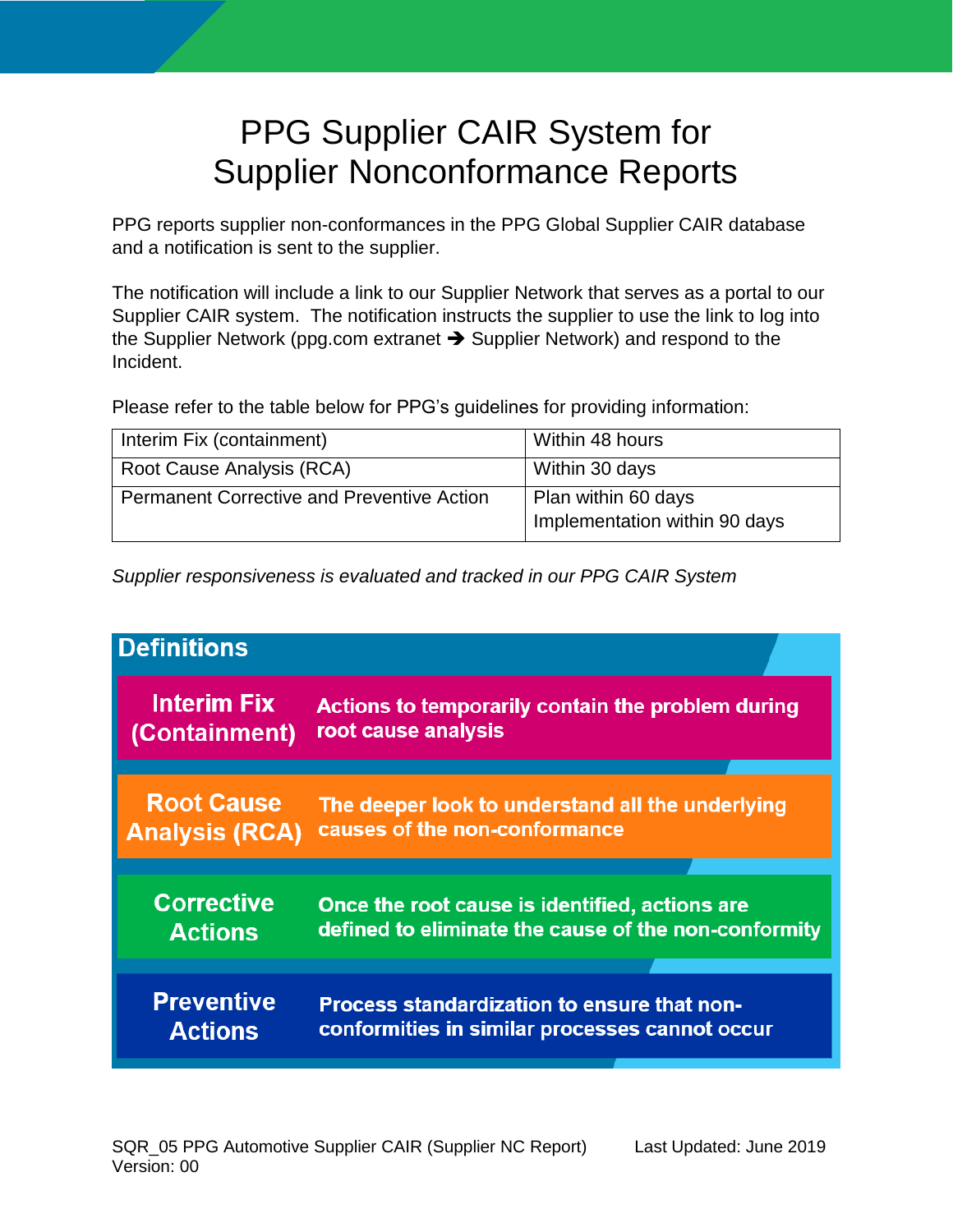# PPG Supplier CAIR System for Supplier Nonconformance Reports

PPG reports supplier non-conformances in the PPG Global Supplier CAIR database and a notification is sent to the supplier.

The notification will include a link to our Supplier Network that serves as a portal to our Supplier CAIR system. The notification instructs the supplier to use the link to log into the Supplier Network (ppg.com extranet ➔ Supplier Network) and respond to the Incident.

Please refer to the table below for PPG's guidelines for providing information:

| | |
|---|---|
| Interim Fix (containment) | Within 48 hours |
| Root Cause Analysis (RCA) | Within 30 days |
| Permanent Corrective and Preventive Action | Plan within 60 days<br>Implementation within 90 days |

*Supplier responsiveness is evaluated and tracked in our PPG CAIR System*

## Definitions

| Term | Definition |
|---|---|
| **Interim Fix (Containment)** | **Actions to temporarily contain the problem during root cause analysis** |
| **Root Cause Analysis (RCA)** | **The deeper look to understand all the underlying causes of the non-conformance** |
| **Corrective Actions** | **Once the root cause is identified, actions are defined to eliminate the cause of the non-conformity** |
| **Preventive Actions** | **Process standardization to ensure that non-conformities in similar processes cannot occur** |

SQR_05 PPG Automotive Supplier CAIR (Supplier NC Report) Last Updated: June 2019
Version: 00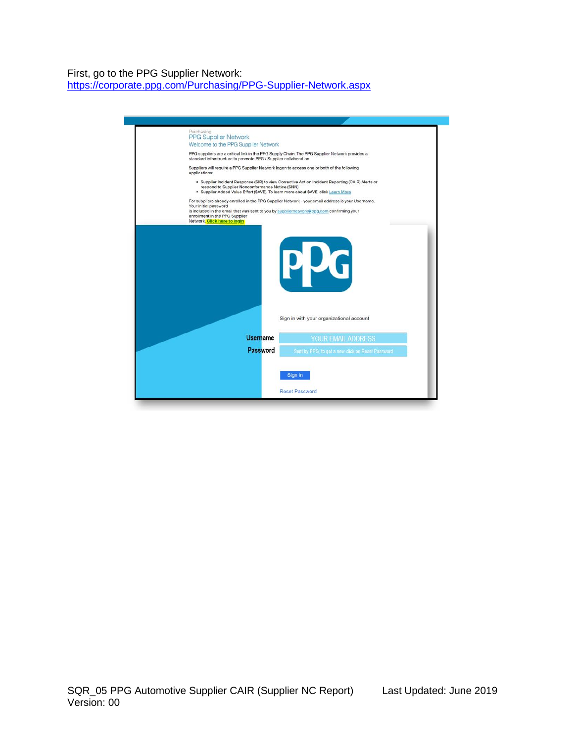First, go to the PPG Supplier Network:
https://corporate.ppg.com/Purchasing/PPG-Supplier-Network.aspx

Purchasing
PPG Supplier Network
Welcome to the PPG Supplier Network

PPG suppliers are a critical link in the PPG Supply Chain. The PPG Supplier Network provides a standard infrastructure to promote PPG / Supplier collaboration.

Suppliers will require a PPG Supplier Network logon to access one or both of the following applications:

- Supplier Incident Response (SIR) to view Corrective Action Incident Reporting (CAIR) Alerts or respond to Supplier Nonconformance Notice (SNN)
- Supplier Added Value Effort (SAVE). To learn more about SAVE, click Learn More

For suppliers already enrolled in the PPG Supplier Network - your email address is your Username. Your initial password is included in the email that was sent to you by suppliernetwork@ppg.com confirming your enrollment in the PPG Supplier Network. **Click here to login**

PPG

Sign in with your organizational account

**Username** YOUR EMAIL ADDRESS

**Password** Sent by PPG, to get a new click on Reset Password

Sign in

Reset Password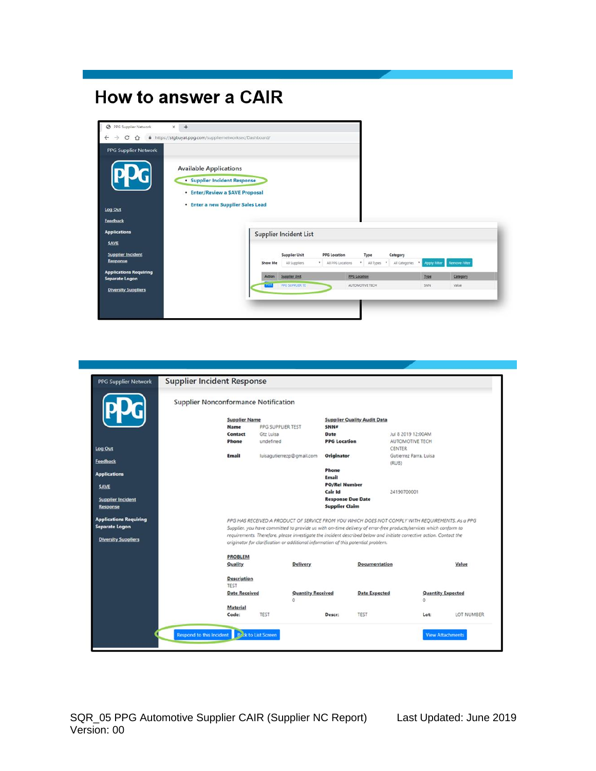# How to answer a CAIR

PPG Supplier Network

https://stgbuyat.ppg.com/suppliernetworksec/Dashboard/

PPG Supplier Network

Log Out

Feedback

Applications

SAVE

Supplier Incident Response

Applications Requiring Separate Logon

Diversity Suppliers

Available Applications

- Supplier Incident Response
- Enter/Review a SAVE Proposal
- Enter a new Supplier Sales Lead

Supplier Incident List

| Show Me | Supplier Unit | PPG Location | Type | Category | | |
|---|---|---|---|---|---|---|
| | All Suppliers | All PPG Locations | All Types | All Categories | Apply Filter | Remove Filter |

| Action | Supplier Unit | PPG Location | Type | Category |
|---|---|---|---|---|
| View | PPG SUPPLIER TE | AUTOMOTIVE TECH | SNN | Value |

PPG Supplier Network

Log Out

Feedback

Applications

SAVE

Supplier Incident Response

Applications Requiring Separate Logon

Diversity Suppliers

## Supplier Incident Response

### Supplier Nonconformance Notification

**Supplier Name**

| | |
|---|---|
| **Name** | PPG SUPPLIER TEST |
| **Contact** | Gtz Luisa |
| **Phone** | undefined |
| **Email** | luisagutierrezp@gmail.com |

**Supplier Quality Audit Data**

| | |
|---|---|
| **SNN#** | |
| **Date** | Jul 8 2019 12:00AM |
| **PPG Location** | AUTOMOTIVE TECH CENTER |
| **Originator** | Gutierrez Parra, Luisa (RUB) |
| **Phone** | |
| **Email** | |
| **PO/Rel Number** | |
| **Cair Id** | 24190700001 |
| **Response Due Date** | |
| **Supplier Claim** | |

*PPG HAS RECEIVED A PRODUCT OF SERVICE FROM YOU WHICH DOES NOT COMPLY WITH REQUIREMENTS. As a PPG Supplier, you have committed to provide us with on-time delivery of error-free products/services which conform to requirements. Therefore, please investigate the incident described below and initiate corrective action. Contact the originator for clarification or additional information of this potential problem.*

**PROBLEM**

| Quality | Delivery | Documentation | Value |
|---|---|---|---|

**Description**

TEST

| Date Received | Quantity Received | Date Expected | Quantity Expected |
|---|---|---|---|
| | 0 | | 0 |

**Material**

| Code: | TEST | Descr: | TEST | Lot: | LOT NUMBER |
|---|---|---|---|---|---|

Respond to this Incident | Back to List Screen | View Attachments

SQR_05 PPG Automotive Supplier CAIR (Supplier NC Report) Last Updated: June 2019
Version: 00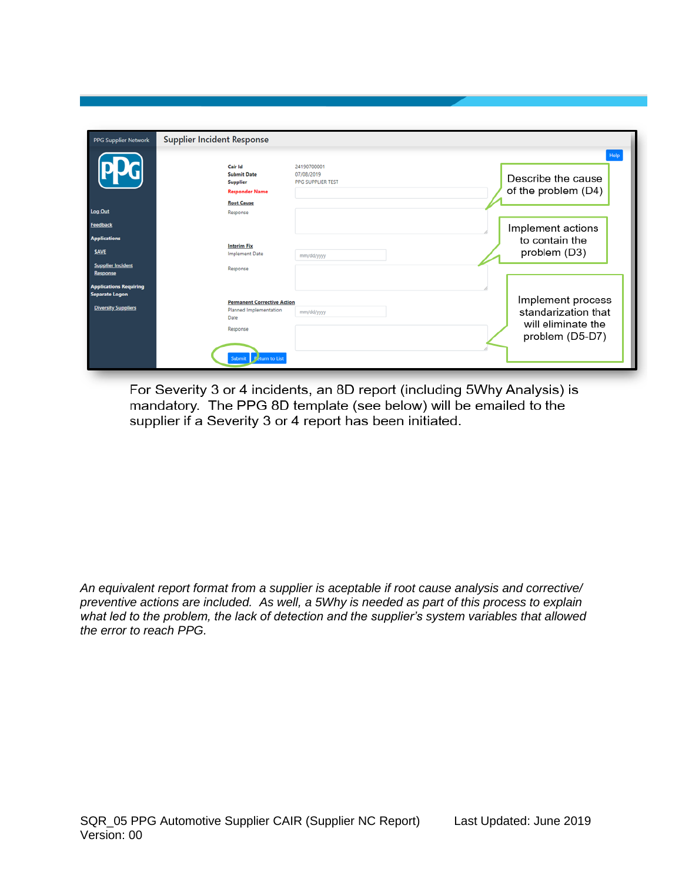For Severity 3 or 4 incidents, an 8D report (including 5Why Analysis) is mandatory. The PPG 8D template (see below) will be emailed to the supplier if a Severity 3 or 4 report has been initiated.

*An equivalent report format from a supplier is aceptable if root cause analysis and corrective/ preventive actions are included. As well, a 5Why is needed as part of this process to explain what led to the problem, the lack of detection and the supplier's system variables that allowed the error to reach PPG.*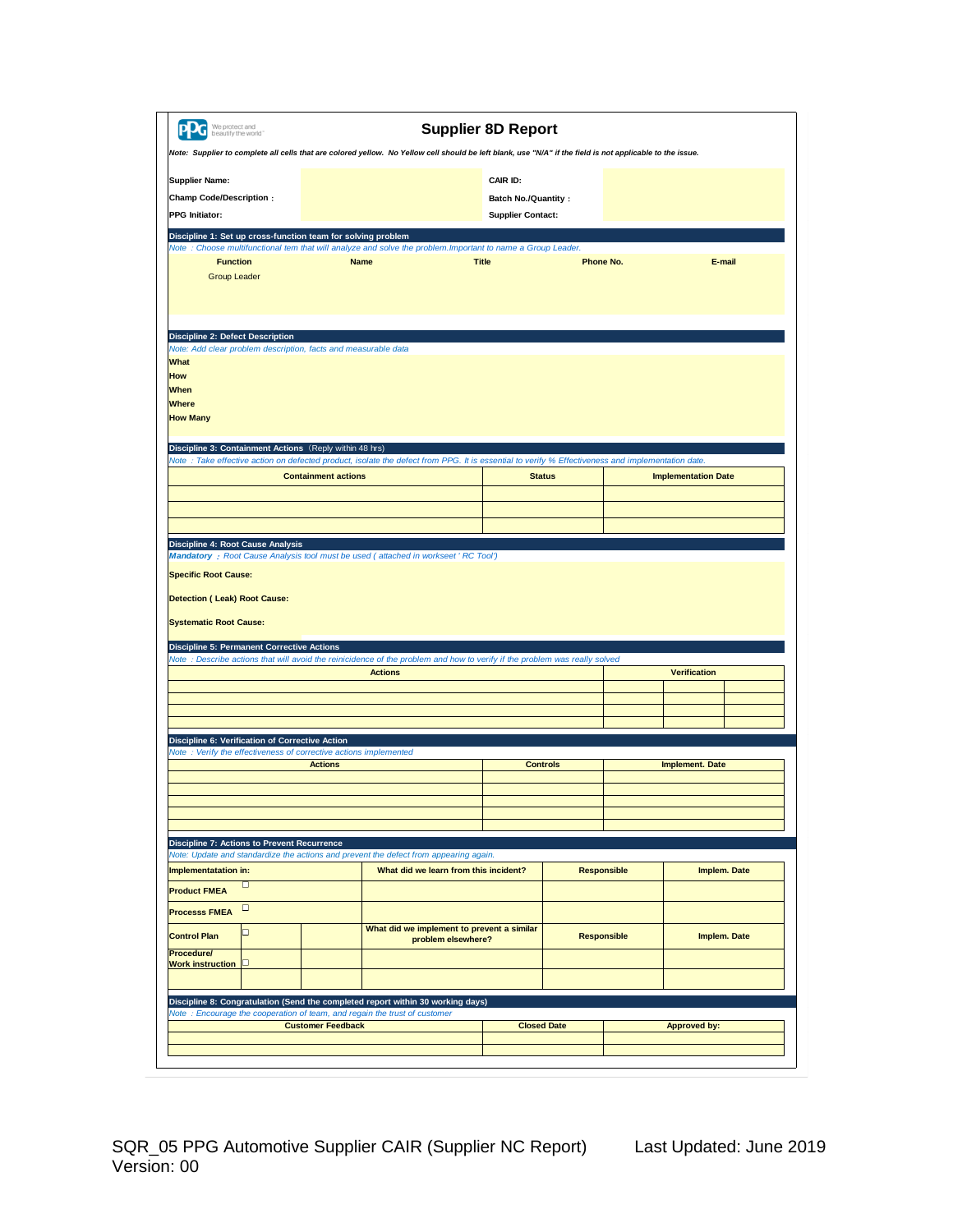PPG We protect and beautify the world

# Supplier 8D Report

*Note: Supplier to complete all cells that are colored yellow. No Yellow cell should be left blank, use "N/A" if the field is not applicable to the issue.*

| | | | |
|---|---|---|---|
| **Supplier Name:** | | **CAIR ID:** | |
| **Champ Code/Description :** | | **Batch No./Quantity :** | |
| **PPG Initiator:** | | **Supplier Contact:** | |

## Discipline 1: Set up cross-function team for solving problem

*Note : Choose multifunctional tem that will analyze and solve the problem.Important to name a Group Leader.*

| Function | Name | Title | Phone No. | E-mail |
|---|---|---|---|---|
| Group Leader | | | | |
| | | | | |

## Discipline 2: Defect Description

*Note: Add clear problem description, facts and measurable data*

**What**

**How**

**When**

**Where**

**How Many**

## Discipline 3: Containment Actions (Reply within 48 hrs)

*Note : Take effective action on defected product, isolate the defect from PPG. It is essential to verify % Effectiveness and implementation date.*

| Containment actions | Status | Implementation Date |
|---|---|---|
| | | |
| | | |
| | | |

## Discipline 4: Root Cause Analysis

***Mandatory*** *; Root Cause Analysis tool must be used ( attached in workseet ' RC Tool')*

**Specific Root Cause:**

**Detection ( Leak) Root Cause:**

**Systematic Root Cause:**

## Discipline 5: Permanent Corrective Actions

*Note : Describe actions that will avoid the reinicidence of the problem and how to verify if the problem was really solved*

| Actions | Verification | | |
|---|---|---|---|
| | | | |
| | | | |
| | | | |
| | | | |

## Discipline 6: Verification of Corrective Action

*Note : Verify the effectiveness of corrective actions implemented*

| Actions | Controls | Implement. Date |
|---|---|---|
| | | |
| | | |
| | | |
| | | |
| | | |

## Discipline 7: Actions to Prevent Recurrence

*Note: Update and standardize the actions and prevent the defect from appearing again.*

| Implementatation in: | | | What did we learn from this incident? | Responsible | Implem. Date |
|---|---|---|---|---|---|
| Product FMEA | ☐ | | | | |
| Processs FMEA | ☐ | | | | |
| Control Plan | ☐ | | What did we implement to prevent a similar problem elsewhere? | Responsible | Implem. Date |
| Procedure/ Work instruction | ☐ | | | | |
| | | | | | |

## Discipline 8: Congratulation (Send the completed report within 30 working days)

*Note : Encourage the cooperation of team, and regain the trust of customer*

| Customer Feedback | Closed Date | Approved by: |
|---|---|---|
| | | |
| | | |

SQR_05 PPG Automotive Supplier CAIR (Supplier NC Report) Last Updated: June 2019
Version: 00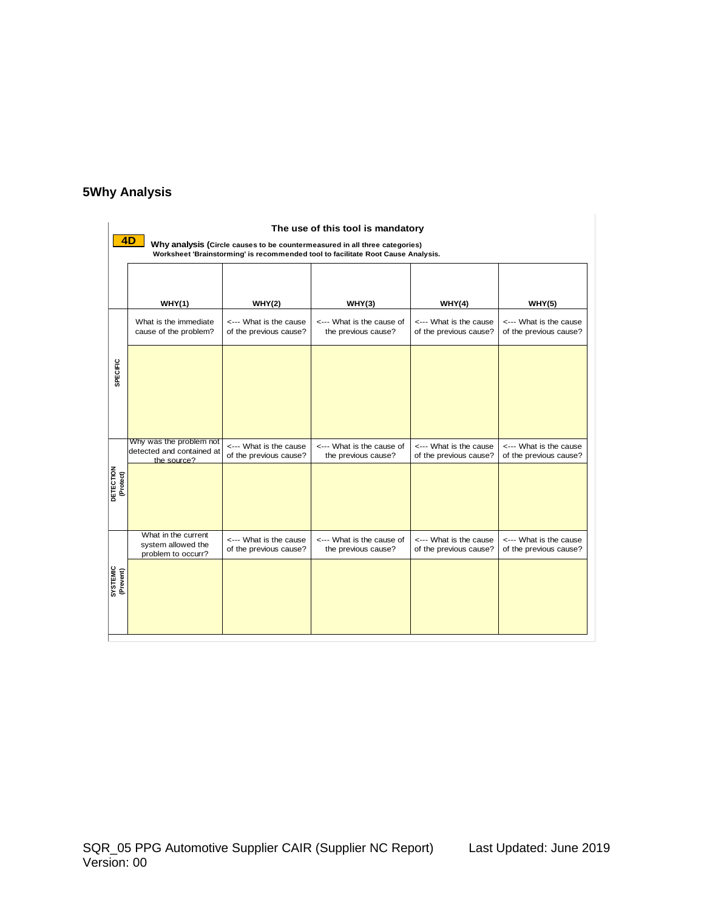## 5Why Analysis

**The use of this tool is mandatory**

**4D** **Why analysis (Circle causes to be countermeasured in all three categories)**
**Worksheet 'Brainstorming' is recommended tool to facilitate Root Cause Analysis.**

| | WHY(1) | WHY(2) | WHY(3) | WHY(4) | WHY(5) |
|---|---|---|---|---|---|
| SPECIFIC | What is the immediate cause of the problem? | <--- What is the cause of the previous cause? | <--- What is the cause of the previous cause? | <--- What is the cause of the previous cause? | <--- What is the cause of the previous cause? |
| | | | | | |
| DETECTION (Protect) | Why was the problem not detected and contained at the source? | <--- What is the cause of the previous cause? | <--- What is the cause of the previous cause? | <--- What is the cause of the previous cause? | <--- What is the cause of the previous cause? |
| | | | | | |
| SYSTEMIC (Prevent) | What in the current system allowed the problem to occurr? | <--- What is the cause of the previous cause? | <--- What is the cause of the previous cause? | <--- What is the cause of the previous cause? | <--- What is the cause of the previous cause? |
| | | | | | |